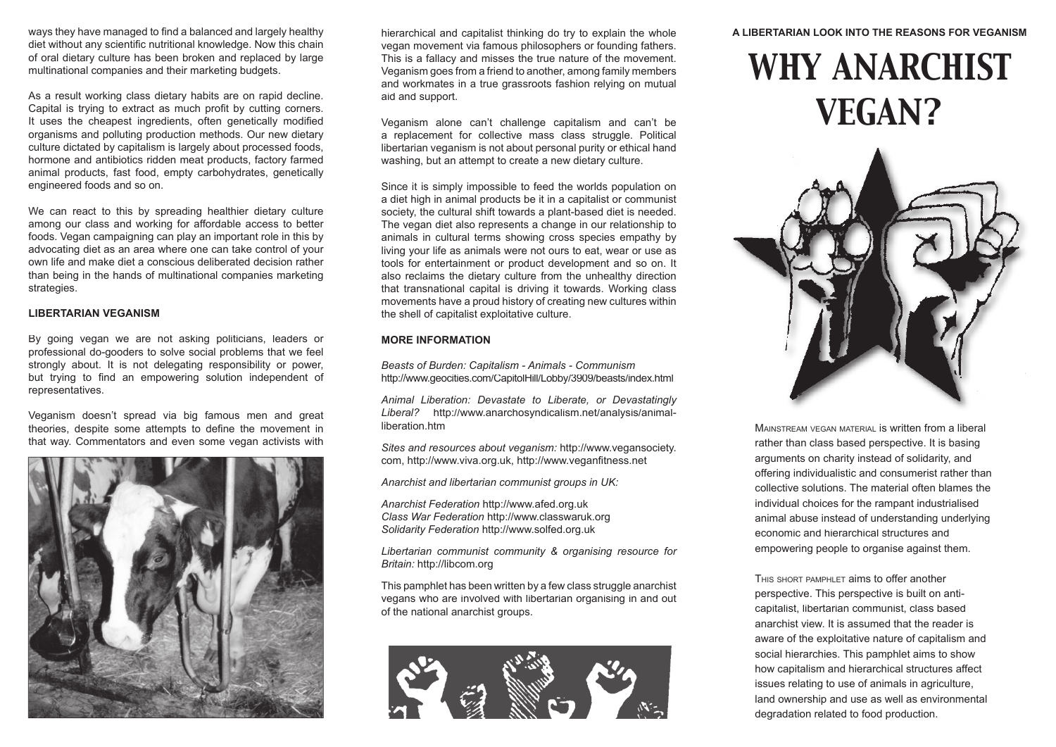ways they have managed to find a balanced and largely healthy diet without any scientific nutritional knowledge. Now this chain of oral dietary culture has been broken and replaced by large multinational companies and their marketing budgets.

As a result working class dietary habits are on rapid decline. Capital is trying to extract as much profit by cutting corners. It uses the cheapest ingredients, often genetically modified organisms and polluting production methods. Our new dietary culture dictated by capitalism is largely about processed foods, hormone and antibiotics ridden meat products, factory farmed animal products, fast food, empty carbohydrates, genetically engineered foods and so on.

We can react to this by spreading healthier dietary culture among our class and working for affordable access to better foods. Vegan campaigning can play an important role in this by advocating diet as an area where one can take control of your own life and make diet a conscious deliberated decision rather than being in the hands of multinational companies marketing strategies.

## LIBERTARIAN VEGANISM

By going vegan we are not asking politicians, leaders or professional do-gooders to solve social problems that we feel strongly about. It is not delegating responsibility or power, but trying to find an empowering solution independent of representatives.

Veganism doesn't spread via big famous men and great theories, despite some attempts to define the movement in that way. Commentators and even some vegan activists with hierarchical and capitalist thinking do try to explain the whole vegan movement via famous philosophers or founding fathers. This is a fallacy and misses the true nature of the movement. Veganism goes from a friend to another, among family members and workmates in a true grassroots fashion relying on mutual aid and support.

Veganism alone can't challenge capitalism and can't be a replacement for collective mass class struggle. Political libertarian veganism is not about personal purity or ethical hand washing, but an attempt to create a new dietary culture.

Since it is simply impossible to feed the worlds population on a diet high in animal products be it in a capitalist or communist society, the cultural shift towards a plant-based diet is needed. The vegan diet also represents a change in our relationship to animals in cultural terms showing cross species empathy by living your life as animals were not ours to eat, wear or use as tools for entertainment or product development and so on. It also reclaims the dietary culture from the unhealthy direction that transnational capital is driving it towards. Working class movements have a proud history of creating new cultures within the shell of capitalist exploitative culture.

## MORE INFORMATION

*Beasts of Burden: Capitalism - Animals - Communism*
http://www.geocities.com/CapitolHill/Lobby/3909/beasts/index.html

*Animal Liberation: Devastate to Liberate, or Devastatingly Liberal?* http://www.anarchosyndicalism.net/analysis/animal-liberation.htm

*Sites and resources about veganism:* http://www.vegansociety.com, http://www.viva.org.uk, http://www.veganfitness.net

*Anarchist and libertarian communist groups in UK:*

*Anarchist Federation* http://www.afed.org.uk
*Class War Federation* http://www.classwaruk.org
*Solidarity Federation* http://www.solfed.org.uk

*Libertarian communist community & organising resource for Britain:* http://libcom.org

This pamphlet has been written by a few class struggle anarchist vegans who are involved with libertarian organising in and out of the national anarchist groups.

**A LIBERTARIAN LOOK INTO THE REASONS FOR VEGANISM**

# WHY ANARCHIST VEGAN?

Mainstream vegan material is written from a liberal rather than class based perspective. It is basing arguments on charity instead of solidarity, and offering individualistic and consumerist rather than collective solutions. The material often blames the individual choices for the rampant industrialised animal abuse instead of understanding underlying economic and hierarchical structures and empowering people to organise against them.

This short pamphlet aims to offer another perspective. This perspective is built on anti-capitalist, libertarian communist, class based anarchist view. It is assumed that the reader is aware of the exploitative nature of capitalism and social hierarchies. This pamphlet aims to show how capitalism and hierarchical structures affect issues relating to use of animals in agriculture, land ownership and use as well as environmental degradation related to food production.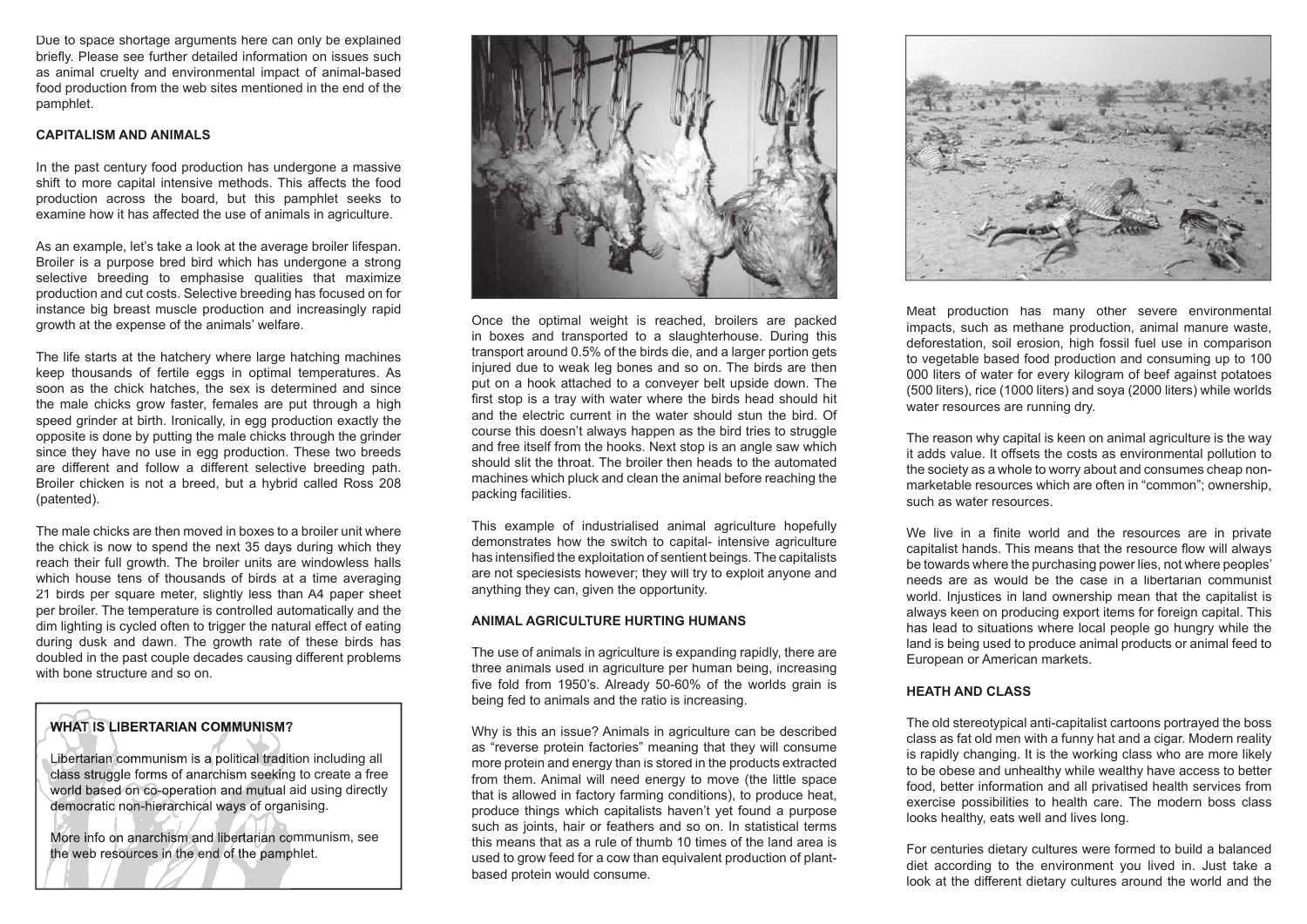Due to space shortage arguments here can only be explained briefly. Please see further detailed information on issues such as animal cruelty and environmental impact of animal-based food production from the web sites mentioned in the end of the pamphlet.

**CAPITALISM AND ANIMALS**

In the past century food production has undergone a massive shift to more capital intensive methods. This affects the food production across the board, but this pamphlet seeks to examine how it has affected the use of animals in agriculture.

As an example, let's take a look at the average broiler lifespan. Broiler is a purpose bred bird which has undergone a strong selective breeding to emphasise qualities that maximize production and cut costs. Selective breeding has focused on for instance big breast muscle production and increasingly rapid growth at the expense of the animals' welfare.

The life starts at the hatchery where large hatching machines keep thousands of fertile eggs in optimal temperatures. As soon as the chick hatches, the sex is determined and since the male chicks grow faster, females are put through a high speed grinder at birth. Ironically, in egg production exactly the opposite is done by putting the male chicks through the grinder since they have no use in egg production. These two breeds are different and follow a different selective breeding path. Broiler chicken is not a breed, but a hybrid called Ross 208 (patented).

The male chicks are then moved in boxes to a broiler unit where the chick is now to spend the next 35 days during which they reach their full growth. The broiler units are windowless halls which house tens of thousands of birds at a time averaging 21 birds per square meter, slightly less than A4 paper sheet per broiler. The temperature is controlled automatically and the dim lighting is cycled often to trigger the natural effect of eating during dusk and dawn. The growth rate of these birds has doubled in the past couple decades causing different problems with bone structure and so on.

**WHAT IS LIBERTARIAN COMMUNISM?**

Libertarian communism is a political tradition including all class struggle forms of anarchism seeking to create a free world based on co-operation and mutual aid using directly democratic non-hierarchical ways of organising.

More info on anarchism and libertarian communism, see the web resources in the end of the pamphlet.

Once the optimal weight is reached, broilers are packed in boxes and transported to a slaughterhouse. During this transport around 0.5% of the birds die, and a larger portion gets injured due to weak leg bones and so on. The birds are then put on a hook attached to a conveyer belt upside down. The first stop is a tray with water where the birds head should hit and the electric current in the water should stun the bird. Of course this doesn't always happen as the bird tries to struggle and free itself from the hooks. Next stop is an angle saw which should slit the throat. The broiler then heads to the automated machines which pluck and clean the animal before reaching the packing facilities.

This example of industrialised animal agriculture hopefully demonstrates how the switch to capital- intensive agriculture has intensified the exploitation of sentient beings. The capitalists are not speciesists however; they will try to exploit anyone and anything they can, given the opportunity.

**ANIMAL AGRICULTURE HURTING HUMANS**

The use of animals in agriculture is expanding rapidly, there are three animals used in agriculture per human being, increasing five fold from 1950's. Already 50-60% of the worlds grain is being fed to animals and the ratio is increasing.

Why is this an issue? Animals in agriculture can be described as "reverse protein factories" meaning that they will consume more protein and energy than is stored in the products extracted from them. Animal will need energy to move (the little space that is allowed in factory farming conditions), to produce heat, produce things which capitalists haven't yet found a purpose such as joints, hair or feathers and so on. In statistical terms this means that as a rule of thumb 10 times of the land area is used to grow feed for a cow than equivalent production of plant-based protein would consume.

Meat production has many other severe environmental impacts, such as methane production, animal manure waste, deforestation, soil erosion, high fossil fuel use in comparison to vegetable based food production and consuming up to 100 000 liters of water for every kilogram of beef against potatoes (500 liters), rice (1000 liters) and soya (2000 liters) while worlds water resources are running dry.

The reason why capital is keen on animal agriculture is the way it adds value. It offsets the costs as environmental pollution to the society as a whole to worry about and consumes cheap non-marketable resources which are often in "common"; ownership, such as water resources.

We live in a finite world and the resources are in private capitalist hands. This means that the resource flow will always be towards where the purchasing power lies, not where peoples' needs are as would be the case in a libertarian communist world. Injustices in land ownership mean that the capitalist is always keen on producing export items for foreign capital. This has lead to situations where local people go hungry while the land is being used to produce animal products or animal feed to European or American markets.

**HEATH AND CLASS**

The old stereotypical anti-capitalist cartoons portrayed the boss class as fat old men with a funny hat and a cigar. Modern reality is rapidly changing. It is the working class who are more likely to be obese and unhealthy while wealthy have access to better food, better information and all privatised health services from exercise possibilities to health care. The modern boss class looks healthy, eats well and lives long.

For centuries dietary cultures were formed to build a balanced diet according to the environment you lived in. Just take a look at the different dietary cultures around the world and the